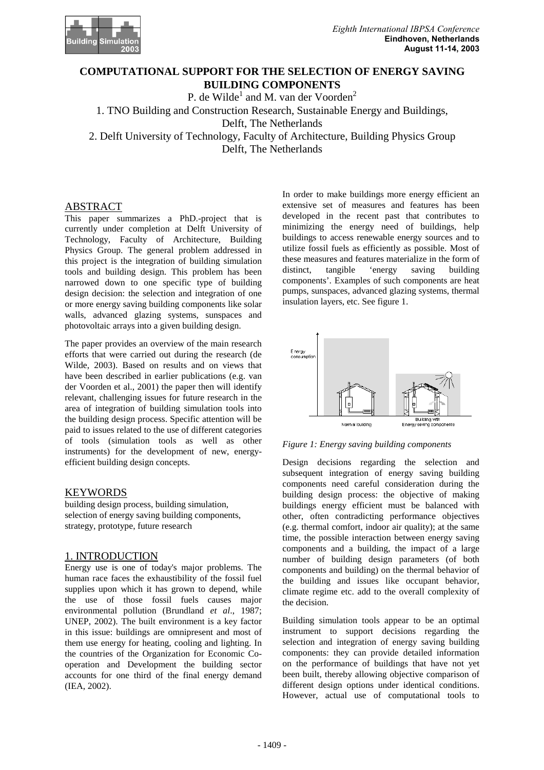# COMPUTATIONAL SUPPORT FOR THE SELECTION OF ENERGY SAVING BUILDING COMPONENTS

P. de Wilde[1] and M. van der Voorden[2]

1. TNO Building and Construction Research, Sustainable Energy and Buildings, Delft, The Netherlands

2. Delft University of Technology, Faculty of Architecture, Building Physics Group Delft, The Netherlands

## ABSTRACT

This paper summarizes a PhD.-project that is currently under completion at Delft University of Technology, Faculty of Architecture, Building Physics Group. The general problem addressed in this project is the integration of building simulation tools and building design. This problem has been narrowed down to one specific type of building design decision: the selection and integration of one or more energy saving building components like solar walls, advanced glazing systems, sunspaces and photovoltaic arrays into a given building design.

The paper provides an overview of the main research efforts that were carried out during the research (de Wilde, 2003). Based on results and on views that have been described in earlier publications (e.g. van der Voorden et al., 2001) the paper then will identify relevant, challenging issues for future research in the area of integration of building simulation tools into the building design process. Specific attention will be paid to issues related to the use of different categories of tools (simulation tools as well as other instruments) for the development of new, energy-efficient building design concepts.

## KEYWORDS

building design process, building simulation, selection of energy saving building components, strategy, prototype, future research

## 1. INTRODUCTION

Energy use is one of today's major problems. The human race faces the exhaustibility of the fossil fuel supplies upon which it has grown to depend, while the use of those fossil fuels causes major environmental pollution (Brundland *et al*., 1987; UNEP, 2002). The built environment is a key factor in this issue: buildings are omnipresent and most of them use energy for heating, cooling and lighting. In the countries of the Organization for Economic Co-operation and Development the building sector accounts for one third of the final energy demand (IEA, 2002).

In order to make buildings more energy efficient an extensive set of measures and features has been developed in the recent past that contributes to minimizing the energy need of buildings, help buildings to access renewable energy sources and to utilize fossil fuels as efficiently as possible. Most of these measures and features materialize in the form of distinct, tangible 'energy saving building components'. Examples of such components are heat pumps, sunspaces, advanced glazing systems, thermal insulation layers, etc. See figure 1.

*Figure 1: Energy saving building components*

Design decisions regarding the selection and subsequent integration of energy saving building components need careful consideration during the building design process: the objective of making buildings energy efficient must be balanced with other, often contradicting performance objectives (e.g. thermal comfort, indoor air quality); at the same time, the possible interaction between energy saving components and a building, the impact of a large number of building design parameters (of both components and building) on the thermal behavior of the building and issues like occupant behavior, climate regime etc. add to the overall complexity of the decision.

Building simulation tools appear to be an optimal instrument to support decisions regarding the selection and integration of energy saving building components: they can provide detailed information on the performance of buildings that have not yet been built, thereby allowing objective comparison of different design options under identical conditions. However, actual use of computational tools to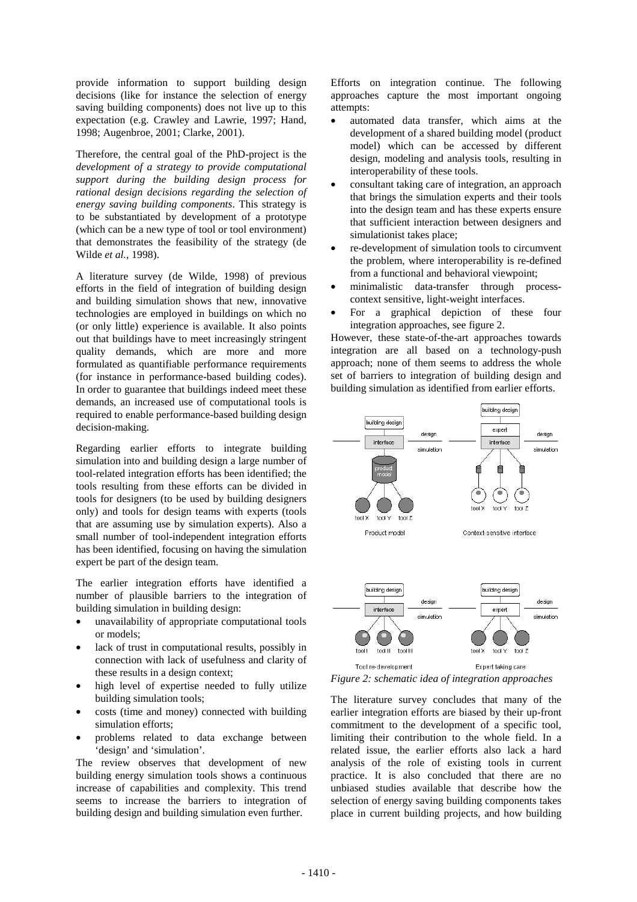provide information to support building design decisions (like for instance the selection of energy saving building components) does not live up to this expectation (e.g. Crawley and Lawrie, 1997; Hand, 1998; Augenbroe, 2001; Clarke, 2001).

Therefore, the central goal of the PhD-project is the *development of a strategy to provide computational support during the building design process for rational design decisions regarding the selection of energy saving building components*. This strategy is to be substantiated by development of a prototype (which can be a new type of tool or tool environment) that demonstrates the feasibility of the strategy (de Wilde *et al.*, 1998).

A literature survey (de Wilde, 1998) of previous efforts in the field of integration of building design and building simulation shows that new, innovative technologies are employed in buildings on which no (or only little) experience is available. It also points out that buildings have to meet increasingly stringent quality demands, which are more and more formulated as quantifiable performance requirements (for instance in performance-based building codes). In order to guarantee that buildings indeed meet these demands, an increased use of computational tools is required to enable performance-based building design decision-making.

Regarding earlier efforts to integrate building simulation into and building design a large number of tool-related integration efforts has been identified; the tools resulting from these efforts can be divided in tools for designers (to be used by building designers only) and tools for design teams with experts (tools that are assuming use by simulation experts). Also a small number of tool-independent integration efforts has been identified, focusing on having the simulation expert be part of the design team.

The earlier integration efforts have identified a number of plausible barriers to the integration of building simulation in building design:

- unavailability of appropriate computational tools or models;
- lack of trust in computational results, possibly in connection with lack of usefulness and clarity of these results in a design context;
- high level of expertise needed to fully utilize building simulation tools;
- costs (time and money) connected with building simulation efforts;
- problems related to data exchange between 'design' and 'simulation'.

The review observes that development of new building energy simulation tools shows a continuous increase of capabilities and complexity. This trend seems to increase the barriers to integration of building design and building simulation even further.

Efforts on integration continue. The following approaches capture the most important ongoing attempts:

- automated data transfer, which aims at the development of a shared building model (product model) which can be accessed by different design, modeling and analysis tools, resulting in interoperability of these tools.
- consultant taking care of integration, an approach that brings the simulation experts and their tools into the design team and has these experts ensure that sufficient interaction between designers and simulationist takes place;
- re-development of simulation tools to circumvent the problem, where interoperability is re-defined from a functional and behavioral viewpoint;
- minimalistic data-transfer through process-context sensitive, light-weight interfaces.
- For a graphical depiction of these four integration approaches, see figure 2.

However, these state-of-the-art approaches towards integration are all based on a technology-push approach; none of them seems to address the whole set of barriers to integration of building design and building simulation as identified from earlier efforts.

building design
interface
product model
design
simulation
tool X tool Y tool Z
Product model

building design
expert
interface
design
simulation
tool X tool Y tool Z
Context-sensitive interface

building design
interface
design
simulation
tool I tool II tool III
Tool re-development

building design
expert
design
simulation
tool X tool Y tool Z
Expert taking care

*Figure 2: schematic idea of integration approaches*

The literature survey concludes that many of the earlier integration efforts are biased by their up-front commitment to the development of a specific tool, limiting their contribution to the whole field. In a related issue, the earlier efforts also lack a hard analysis of the role of existing tools in current practice. It is also concluded that there are no unbiased studies available that describe how the selection of energy saving building components takes place in current building projects, and how building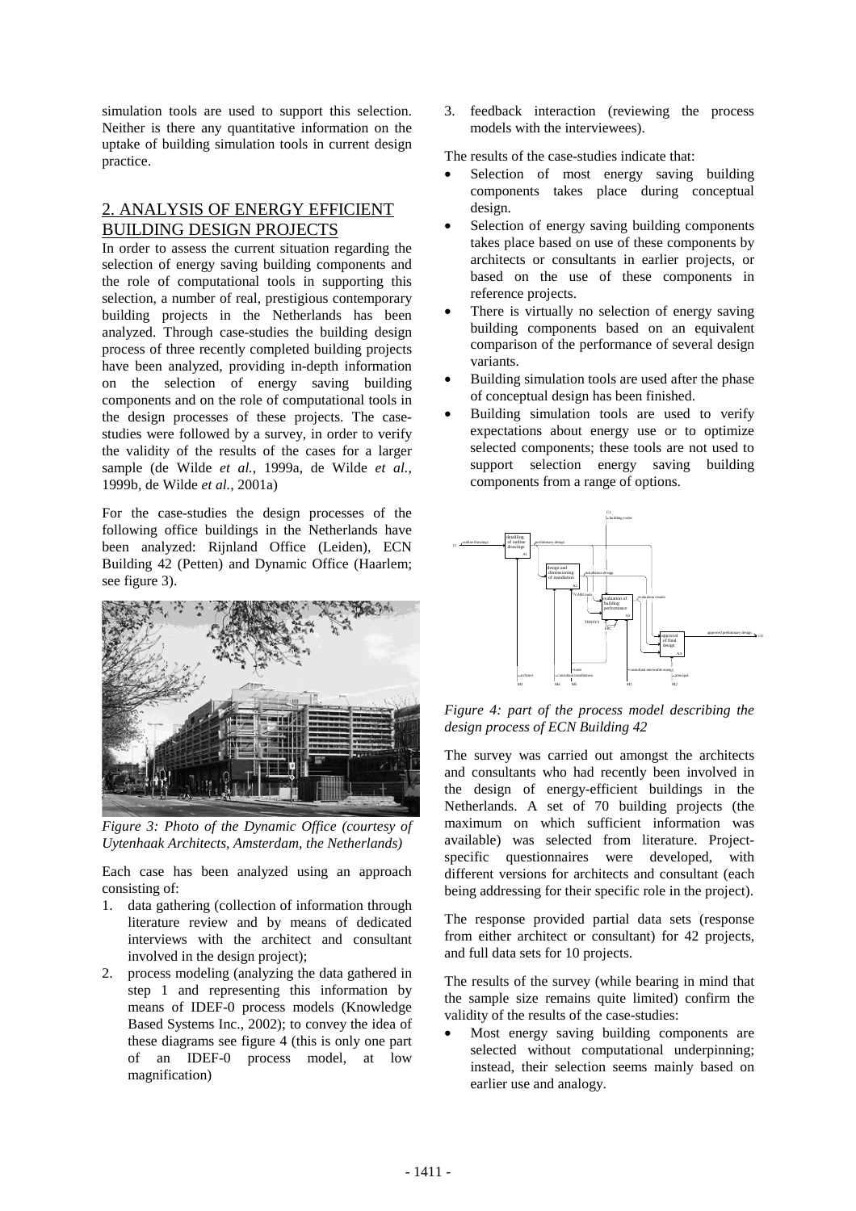simulation tools are used to support this selection. Neither is there any quantitative information on the uptake of building simulation tools in current design practice.

## 2. ANALYSIS OF ENERGY EFFICIENT BUILDING DESIGN PROJECTS

In order to assess the current situation regarding the selection of energy saving building components and the role of computational tools in supporting this selection, a number of real, prestigious contemporary building projects in the Netherlands has been analyzed. Through case-studies the building design process of three recently completed building projects have been analyzed, providing in-depth information on the selection of energy saving building components and on the role of computational tools in the design processes of these projects. The case-studies were followed by a survey, in order to verify the validity of the results of the cases for a larger sample (de Wilde *et al.*, 1999a, de Wilde *et al.*, 1999b, de Wilde *et al.*, 2001a)

For the case-studies the design processes of the following office buildings in the Netherlands have been analyzed: Rijnland Office (Leiden), ECN Building 42 (Petten) and Dynamic Office (Haarlem; see figure 3).

*Figure 3: Photo of the Dynamic Office (courtesy of Uytenhaak Architects, Amsterdam, the Netherlands)*

Each case has been analyzed using an approach consisting of:

1. data gathering (collection of information through literature review and by means of dedicated interviews with the architect and consultant involved in the design project);
2. process modeling (analyzing the data gathered in step 1 and representing this information by means of IDEF-0 process models (Knowledge Based Systems Inc., 2002); to convey the idea of these diagrams see figure 4 (this is only one part of an IDEF-0 process model, at low magnification)
3. feedback interaction (reviewing the process models with the interviewees).

The results of the case-studies indicate that:

- Selection of most energy saving building components takes place during conceptual design.
- Selection of energy saving building components takes place based on use of these components by architects or consultants in earlier projects, or based on the use of these components in reference projects.
- There is virtually no selection of energy saving building components based on an equivalent comparison of the performance of several design variants.
- Building simulation tools are used after the phase of conceptual design has been finished.
- Building simulation tools are used to verify expectations about energy use or to optimize selected components; these tools are not used to support selection energy saving building components from a range of options.

*Figure 4: part of the process model describing the design process of ECN Building 42*

The survey was carried out amongst the architects and consultants who had recently been involved in the design of energy-efficient buildings in the Netherlands. A set of 70 building projects (the maximum on which sufficient information was available) was selected from literature. Project-specific questionnaires were developed, with different versions for architects and consultant (each being addressing for their specific role in the project).

The response provided partial data sets (response from either architect or consultant) for 42 projects, and full data sets for 10 projects.

The results of the survey (while bearing in mind that the sample size remains quite limited) confirm the validity of the results of the case-studies:

- Most energy saving building components are selected without computational underpinning; instead, their selection seems mainly based on earlier use and analogy.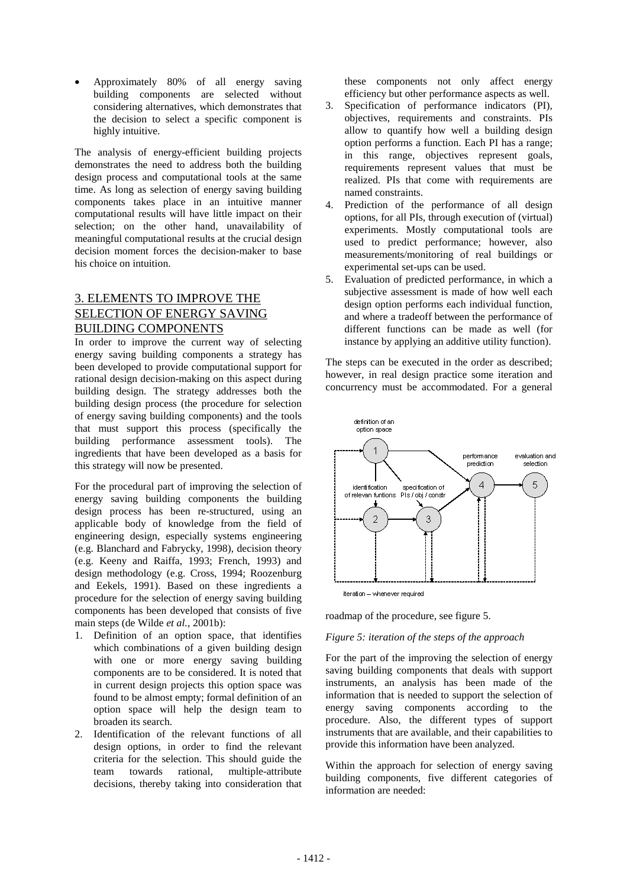- Approximately 80% of all energy saving building components are selected without considering alternatives, which demonstrates that the decision to select a specific component is highly intuitive.

The analysis of energy-efficient building projects demonstrates the need to address both the building design process and computational tools at the same time. As long as selection of energy saving building components takes place in an intuitive manner computational results will have little impact on their selection; on the other hand, unavailability of meaningful computational results at the crucial design decision moment forces the decision-maker to base his choice on intuition.

## 3. ELEMENTS TO IMPROVE THE SELECTION OF ENERGY SAVING BUILDING COMPONENTS

In order to improve the current way of selecting energy saving building components a strategy has been developed to provide computational support for rational design decision-making on this aspect during building design. The strategy addresses both the building design process (the procedure for selection of energy saving building components) and the tools that must support this process (specifically the building performance assessment tools). The ingredients that have been developed as a basis for this strategy will now be presented.

For the procedural part of improving the selection of energy saving building components the building design process has been re-structured, using an applicable body of knowledge from the field of engineering design, especially systems engineering (e.g. Blanchard and Fabrycky, 1998), decision theory (e.g. Keeny and Raiffa, 1993; French, 1993) and design methodology (e.g. Cross, 1994; Roozenburg and Eekels, 1991). Based on these ingredients a procedure for the selection of energy saving building components has been developed that consists of five main steps (de Wilde *et al.*, 2001b):

1. Definition of an option space, that identifies which combinations of a given building design with one or more energy saving building components are to be considered. It is noted that in current design projects this option space was found to be almost empty; formal definition of an option space will help the design team to broaden its search.
2. Identification of the relevant functions of all design options, in order to find the relevant criteria for the selection. This should guide the team towards rational, multiple-attribute decisions, thereby taking into consideration that these components not only affect energy efficiency but other performance aspects as well.
3. Specification of performance indicators (PI), objectives, requirements and constraints. PIs allow to quantify how well a building design option performs a function. Each PI has a range; in this range, objectives represent goals, requirements represent values that must be realized. PIs that come with requirements are named constraints.
4. Prediction of the performance of all design options, for all PIs, through execution of (virtual) experiments. Mostly computational tools are used to predict performance; however, also measurements/monitoring of real buildings or experimental set-ups can be used.
5. Evaluation of predicted performance, in which a subjective assessment is made of how well each design option performs each individual function, and where a tradeoff between the performance of different functions can be made as well (for instance by applying an additive utility function).

The steps can be executed in the order as described; however, in real design practice some iteration and concurrency must be accommodated. For a general roadmap of the procedure, see figure 5.

*Figure 5: iteration of the steps of the approach*

For the part of the improving the selection of energy saving building components that deals with support instruments, an analysis has been made of the information that is needed to support the selection of energy saving components according to the procedure. Also, the different types of support instruments that are available, and their capabilities to provide this information have been analyzed.

Within the approach for selection of energy saving building components, five different categories of information are needed: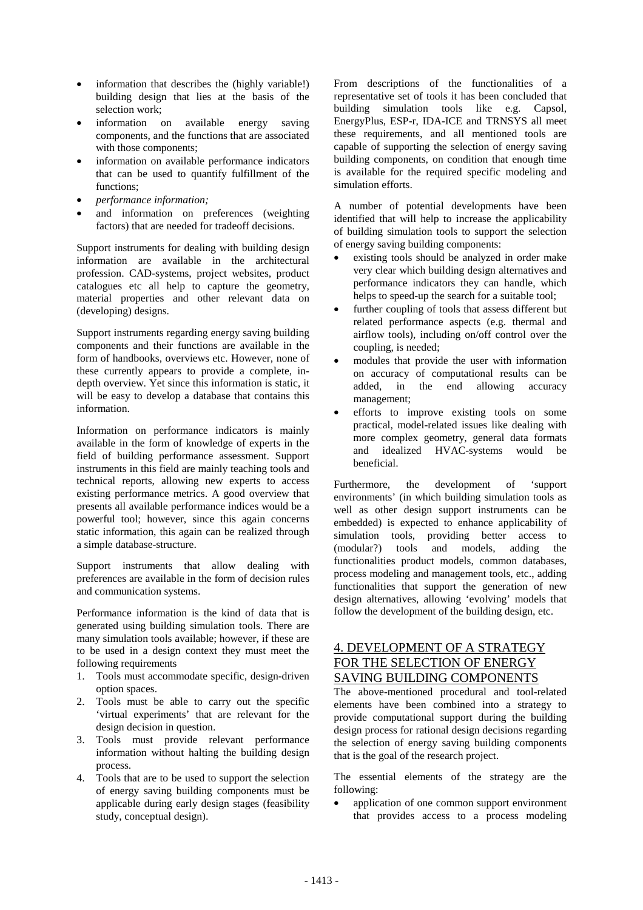- information that describes the (highly variable!) building design that lies at the basis of the selection work;
- information on available energy saving components, and the functions that are associated with those components;
- information on available performance indicators that can be used to quantify fulfillment of the functions;
- *performance information;*
- and information on preferences (weighting factors) that are needed for tradeoff decisions.

Support instruments for dealing with building design information are available in the architectural profession. CAD-systems, project websites, product catalogues etc all help to capture the geometry, material properties and other relevant data on (developing) designs.

Support instruments regarding energy saving building components and their functions are available in the form of handbooks, overviews etc. However, none of these currently appears to provide a complete, in-depth overview. Yet since this information is static, it will be easy to develop a database that contains this information.

Information on performance indicators is mainly available in the form of knowledge of experts in the field of building performance assessment. Support instruments in this field are mainly teaching tools and technical reports, allowing new experts to access existing performance metrics. A good overview that presents all available performance indices would be a powerful tool; however, since this again concerns static information, this again can be realized through a simple database-structure.

Support instruments that allow dealing with preferences are available in the form of decision rules and communication systems.

Performance information is the kind of data that is generated using building simulation tools. There are many simulation tools available; however, if these are to be used in a design context they must meet the following requirements

1. Tools must accommodate specific, design-driven option spaces.
2. Tools must be able to carry out the specific 'virtual experiments' that are relevant for the design decision in question.
3. Tools must provide relevant performance information without halting the building design process.
4. Tools that are to be used to support the selection of energy saving building components must be applicable during early design stages (feasibility study, conceptual design).

From descriptions of the functionalities of a representative set of tools it has been concluded that building simulation tools like e.g. Capsol, EnergyPlus, ESP-r, IDA-ICE and TRNSYS all meet these requirements, and all mentioned tools are capable of supporting the selection of energy saving building components, on condition that enough time is available for the required specific modeling and simulation efforts.

A number of potential developments have been identified that will help to increase the applicability of building simulation tools to support the selection of energy saving building components:

- existing tools should be analyzed in order make very clear which building design alternatives and performance indicators they can handle, which helps to speed-up the search for a suitable tool;
- further coupling of tools that assess different but related performance aspects (e.g. thermal and airflow tools), including on/off control over the coupling, is needed;
- modules that provide the user with information on accuracy of computational results can be added, in the end allowing accuracy management;
- efforts to improve existing tools on some practical, model-related issues like dealing with more complex geometry, general data formats and idealized HVAC-systems would be beneficial.

Furthermore, the development of 'support environments' (in which building simulation tools as well as other design support instruments can be embedded) is expected to enhance applicability of simulation tools, providing better access to (modular?) tools and models, adding the functionalities product models, common databases, process modeling and management tools, etc., adding functionalities that support the generation of new design alternatives, allowing 'evolving' models that follow the development of the building design, etc.

## 4. DEVELOPMENT OF A STRATEGY FOR THE SELECTION OF ENERGY SAVING BUILDING COMPONENTS

The above-mentioned procedural and tool-related elements have been combined into a strategy to provide computational support during the building design process for rational design decisions regarding the selection of energy saving building components that is the goal of the research project.

The essential elements of the strategy are the following:

- application of one common support environment that provides access to a process modeling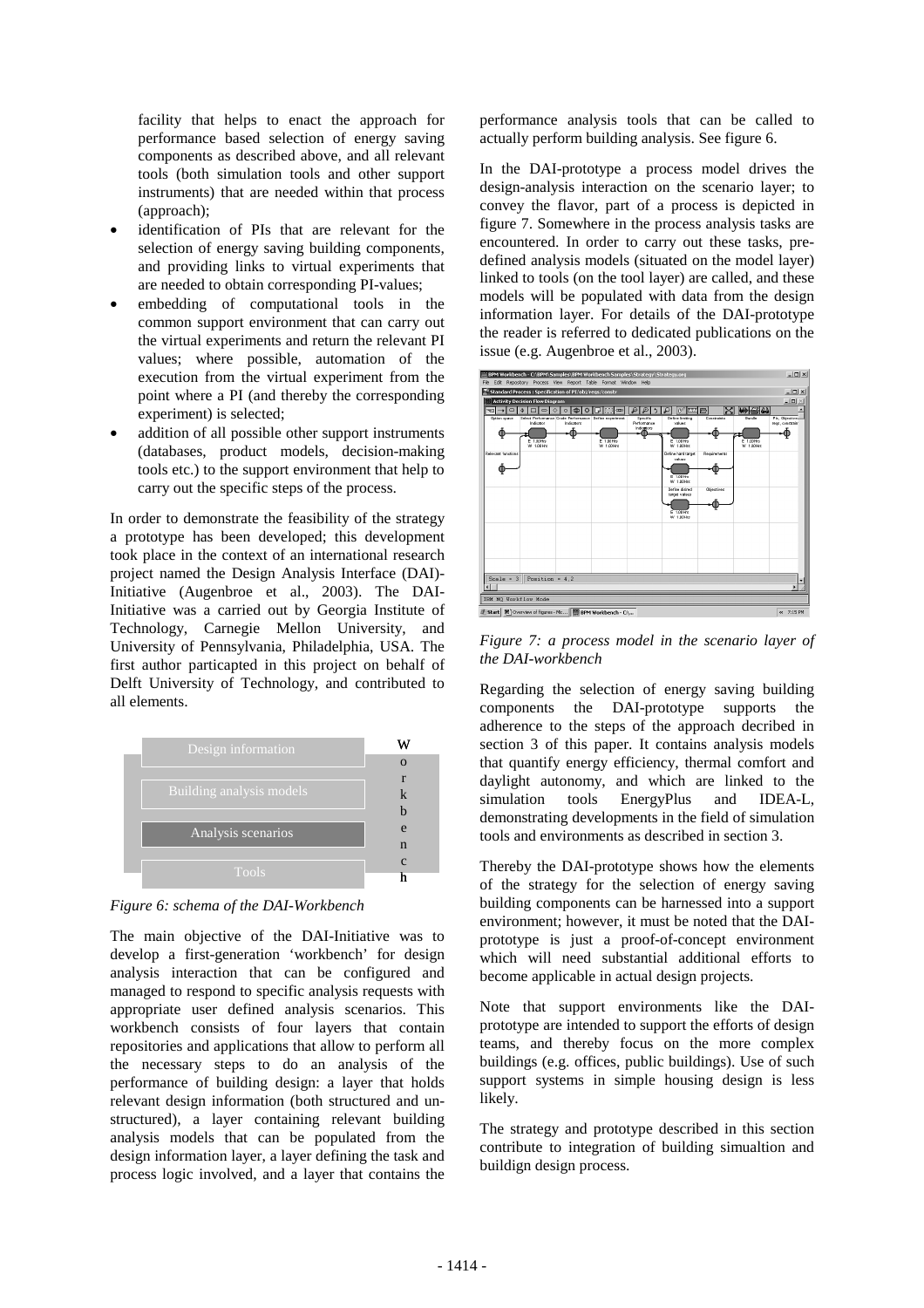facility that helps to enact the approach for performance based selection of energy saving components as described above, and all relevant tools (both simulation tools and other support instruments) that are needed within that process (approach);

- identification of PIs that are relevant for the selection of energy saving building components, and providing links to virtual experiments that are needed to obtain corresponding PI-values;
- embedding of computational tools in the common support environment that can carry out the virtual experiments and return the relevant PI values; where possible, automation of the execution from the virtual experiment from the point where a PI (and thereby the corresponding experiment) is selected;
- addition of all possible other support instruments (databases, product models, decision-making tools etc.) to the support environment that help to carry out the specific steps of the process.

In order to demonstrate the feasibility of the strategy a prototype has been developed; this development took place in the context of an international research project named the Design Analysis Interface (DAI)-Initiative (Augenbroe et al., 2003). The DAI-Initiative was a carried out by Georgia Institute of Technology, Carnegie Mellon University, and University of Pennsylvania, Philadelphia, USA. The first author particapted in this project on behalf of Delft University of Technology, and contributed to all elements.

| Design information | W o r k b e n c h |
|---|---|
| Building analysis models | |
| Analysis scenarios | |
| Tools | |

*Figure 6: schema of the DAI-Workbench*

The main objective of the DAI-Initiative was to develop a first-generation 'workbench' for design analysis interaction that can be configured and managed to respond to specific analysis requests with appropriate user defined analysis scenarios. This workbench consists of four layers that contain repositories and applications that allow to perform all the necessary steps to do an analysis of the performance of building design: a layer that holds relevant design information (both structured and un-structured), a layer containing relevant building analysis models that can be populated from the design information layer, a layer defining the task and process logic involved, and a layer that contains the performance analysis tools that can be called to actually perform building analysis. See figure 6.

In the DAI-prototype a process model drives the design-analysis interaction on the scenario layer; to convey the flavor, part of a process is depicted in figure 7. Somewhere in the process analysis tasks are encountered. In order to carry out these tasks, pre-defined analysis models (situated on the model layer) linked to tools (on the tool layer) are called, and these models will be populated with data from the design information layer. For details of the DAI-prototype the reader is referred to dedicated publications on the issue (e.g. Augenbroe et al., 2003).

*Figure 7: a process model in the scenario layer of the DAI-workbench*

Regarding the selection of energy saving building components the DAI-prototype supports the adherence to the steps of the approach decribed in section 3 of this paper. It contains analysis models that quantify energy efficiency, thermal comfort and daylight autonomy, and which are linked to the simulation tools EnergyPlus and IDEA-L, demonstrating developments in the field of simulation tools and environments as described in section 3.

Thereby the DAI-prototype shows how the elements of the strategy for the selection of energy saving building components can be harnessed into a support environment; however, it must be noted that the DAI-prototype is just a proof-of-concept environment which will need substantial additional efforts to become applicable in actual design projects.

Note that support environments like the DAI-prototype are intended to support the efforts of design teams, and thereby focus on the more complex buildings (e.g. offices, public buildings). Use of such support systems in simple housing design is less likely.

The strategy and prototype described in this section contribute to integration of building simualtion and buildign design process.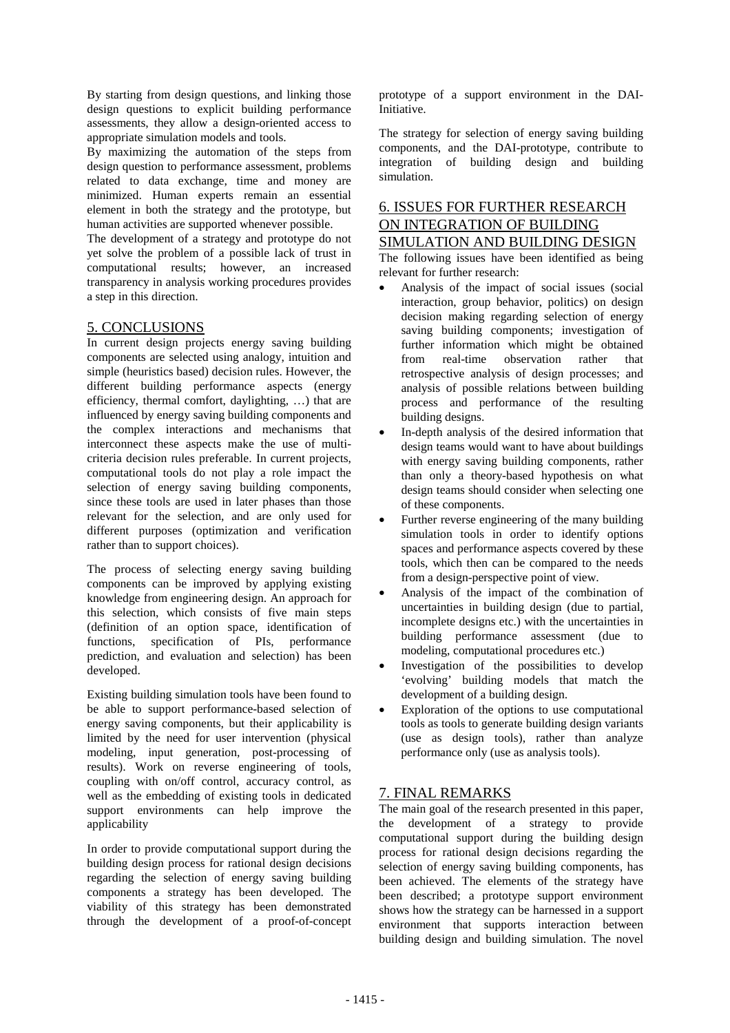By starting from design questions, and linking those design questions to explicit building performance assessments, they allow a design-oriented access to appropriate simulation models and tools.

By maximizing the automation of the steps from design question to performance assessment, problems related to data exchange, time and money are minimized. Human experts remain an essential element in both the strategy and the prototype, but human activities are supported whenever possible.

The development of a strategy and prototype do not yet solve the problem of a possible lack of trust in computational results; however, an increased transparency in analysis working procedures provides a step in this direction.

## 5. CONCLUSIONS

In current design projects energy saving building components are selected using analogy, intuition and simple (heuristics based) decision rules. However, the different building performance aspects (energy efficiency, thermal comfort, daylighting, …) that are influenced by energy saving building components and the complex interactions and mechanisms that interconnect these aspects make the use of multi-criteria decision rules preferable. In current projects, computational tools do not play a role impact the selection of energy saving building components, since these tools are used in later phases than those relevant for the selection, and are only used for different purposes (optimization and verification rather than to support choices).

The process of selecting energy saving building components can be improved by applying existing knowledge from engineering design. An approach for this selection, which consists of five main steps (definition of an option space, identification of functions, specification of PIs, performance prediction, and evaluation and selection) has been developed.

Existing building simulation tools have been found to be able to support performance-based selection of energy saving components, but their applicability is limited by the need for user intervention (physical modeling, input generation, post-processing of results). Work on reverse engineering of tools, coupling with on/off control, accuracy control, as well as the embedding of existing tools in dedicated support environments can help improve the applicability

In order to provide computational support during the building design process for rational design decisions regarding the selection of energy saving building components a strategy has been developed. The viability of this strategy has been demonstrated through the development of a proof-of-concept prototype of a support environment in the DAI-Initiative.

The strategy for selection of energy saving building components, and the DAI-prototype, contribute to integration of building design and building simulation.

## 6. ISSUES FOR FURTHER RESEARCH ON INTEGRATION OF BUILDING SIMULATION AND BUILDING DESIGN

The following issues have been identified as being relevant for further research:

- Analysis of the impact of social issues (social interaction, group behavior, politics) on design decision making regarding selection of energy saving building components; investigation of further information which might be obtained from real-time observation rather that retrospective analysis of design processes; and analysis of possible relations between building process and performance of the resulting building designs.
- In-depth analysis of the desired information that design teams would want to have about buildings with energy saving building components, rather than only a theory-based hypothesis on what design teams should consider when selecting one of these components.
- Further reverse engineering of the many building simulation tools in order to identify options spaces and performance aspects covered by these tools, which then can be compared to the needs from a design-perspective point of view.
- Analysis of the impact of the combination of uncertainties in building design (due to partial, incomplete designs etc.) with the uncertainties in building performance assessment (due to modeling, computational procedures etc.)
- Investigation of the possibilities to develop 'evolving' building models that match the development of a building design.
- Exploration of the options to use computational tools as tools to generate building design variants (use as design tools), rather than analyze performance only (use as analysis tools).

## 7. FINAL REMARKS

The main goal of the research presented in this paper, the development of a strategy to provide computational support during the building design process for rational design decisions regarding the selection of energy saving building components, has been achieved. The elements of the strategy have been described; a prototype support environment shows how the strategy can be harnessed in a support environment that supports interaction between building design and building simulation. The novel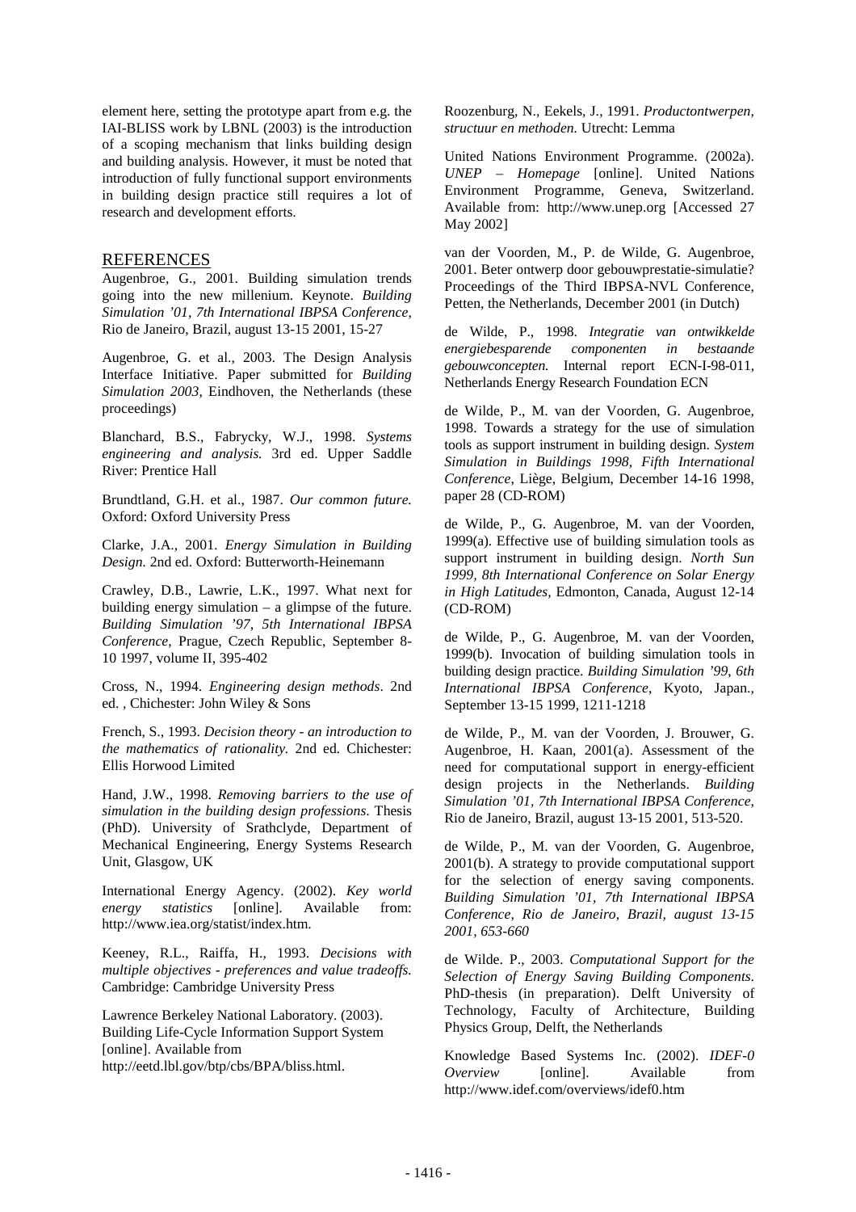element here, setting the prototype apart from e.g. the IAI-BLISS work by LBNL (2003) is the introduction of a scoping mechanism that links building design and building analysis. However, it must be noted that introduction of fully functional support environments in building design practice still requires a lot of research and development efforts.

## REFERENCES

Augenbroe, G., 2001. Building simulation trends going into the new millenium. Keynote. *Building Simulation '01, 7th International IBPSA Conference*, Rio de Janeiro, Brazil, august 13-15 2001, 15-27

Augenbroe, G. et al., 2003. The Design Analysis Interface Initiative. Paper submitted for *Building Simulation 2003*, Eindhoven, the Netherlands (these proceedings)

Blanchard, B.S., Fabrycky, W.J., 1998. *Systems engineering and analysis.* 3rd ed. Upper Saddle River: Prentice Hall

Brundtland, G.H. et al., 1987. *Our common future.* Oxford: Oxford University Press

Clarke, J.A., 2001. *Energy Simulation in Building Design.* 2nd ed. Oxford: Butterworth-Heinemann

Crawley, D.B., Lawrie, L.K., 1997. What next for building energy simulation – a glimpse of the future. *Building Simulation '97, 5th International IBPSA Conference*, Prague, Czech Republic, September 8-10 1997, volume II, 395-402

Cross, N., 1994. *Engineering design methods*. 2nd ed. , Chichester: John Wiley & Sons

French, S., 1993. *Decision theory - an introduction to the mathematics of rationality.* 2nd ed. Chichester: Ellis Horwood Limited

Hand, J.W., 1998. *Removing barriers to the use of simulation in the building design professions.* Thesis (PhD). University of Srathclyde, Department of Mechanical Engineering, Energy Systems Research Unit, Glasgow, UK

International Energy Agency. (2002). *Key world energy statistics* [online]. Available from: http://www.iea.org/statist/index.htm.

Keeney, R.L., Raiffa, H., 1993. *Decisions with multiple objectives - preferences and value tradeoffs.* Cambridge: Cambridge University Press

Lawrence Berkeley National Laboratory. (2003). Building Life-Cycle Information Support System [online]. Available from http://eetd.lbl.gov/btp/cbs/BPA/bliss.html.

Roozenburg, N., Eekels, J., 1991. *Productontwerpen, structuur en methoden.* Utrecht: Lemma

United Nations Environment Programme. (2002a). *UNEP – Homepage* [online]. United Nations Environment Programme, Geneva, Switzerland. Available from: http://www.unep.org [Accessed 27 May 2002]

van der Voorden, M., P. de Wilde, G. Augenbroe, 2001. Beter ontwerp door gebouwprestatie-simulatie? Proceedings of the Third IBPSA-NVL Conference, Petten, the Netherlands, December 2001 (in Dutch)

de Wilde, P., 1998. *Integratie van ontwikkelde energiebesparende componenten in bestaande gebouwconcepten.* Internal report ECN-I-98-011, Netherlands Energy Research Foundation ECN

de Wilde, P., M. van der Voorden, G. Augenbroe, 1998. Towards a strategy for the use of simulation tools as support instrument in building design. *System Simulation in Buildings 1998, Fifth International Conference*, Liège, Belgium, December 14-16 1998, paper 28 (CD-ROM)

de Wilde, P., G. Augenbroe, M. van der Voorden, 1999(a). Effective use of building simulation tools as support instrument in building design. *North Sun 1999, 8th International Conference on Solar Energy in High Latitudes*, Edmonton, Canada, August 12-14 (CD-ROM)

de Wilde, P., G. Augenbroe, M. van der Voorden, 1999(b). Invocation of building simulation tools in building design practice. *Building Simulation '99, 6th International IBPSA Conference*, Kyoto, Japan., September 13-15 1999, 1211-1218

de Wilde, P., M. van der Voorden, J. Brouwer, G. Augenbroe, H. Kaan, 2001(a). Assessment of the need for computational support in energy-efficient design projects in the Netherlands. *Building Simulation '01, 7th International IBPSA Conference*, Rio de Janeiro, Brazil, august 13-15 2001, 513-520.

de Wilde, P., M. van der Voorden, G. Augenbroe, 2001(b). A strategy to provide computational support for the selection of energy saving components. *Building Simulation '01, 7th International IBPSA Conference, Rio de Janeiro, Brazil, august 13-15 2001, 653-660*

de Wilde. P., 2003. *Computational Support for the Selection of Energy Saving Building Components.* PhD-thesis (in preparation). Delft University of Technology, Faculty of Architecture, Building Physics Group, Delft, the Netherlands

Knowledge Based Systems Inc. (2002). *IDEF-0 Overview* [online]. Available from http://www.idef.com/overviews/idef0.htm